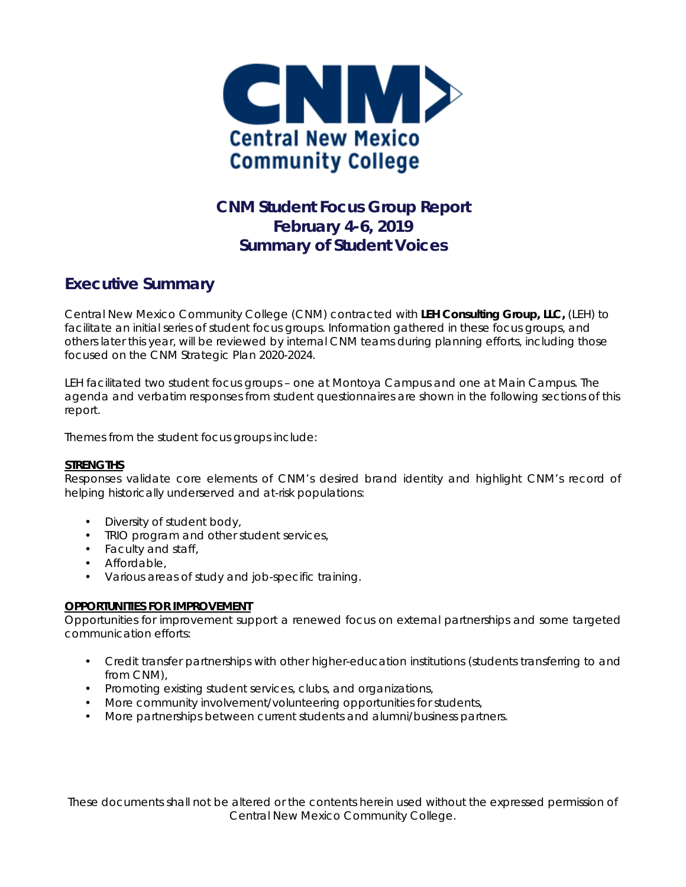# CNM Student Focus Group Report
# February 4-6, 2019
# Summary of Student Voices

## Executive Summary

Central New Mexico Community College (CNM) contracted with **LEH Consulting Group, LLC,** (LEH) to facilitate an initial series of student focus groups. Information gathered in these focus groups, and others later this year, will be reviewed by internal CNM teams during planning efforts, including those focused on the CNM Strategic Plan 2020-2024.

LEH facilitated two student focus groups – one at Montoya Campus and one at Main Campus. The agenda and verbatim responses from student questionnaires are shown in the following sections of this report.

Themes from the student focus groups include:

**STRENGTHS**

Responses validate core elements of CNM's desired brand identity and highlight CNM's record of helping historically underserved and at-risk populations:

- Diversity of student body,
- TRIO program and other student services,
- Faculty and staff,
- Affordable,
- Various areas of study and job-specific training.

**OPPORTUNITIES FOR IMPROVEMENT**

Opportunities for improvement support a renewed focus on external partnerships and some targeted communication efforts:

- Credit transfer partnerships with other higher-education institutions (students transferring to and from CNM),
- Promoting existing student services, clubs, and organizations,
- More community involvement/volunteering opportunities for students,
- More partnerships between current students and alumni/business partners.

These documents shall not be altered or the contents herein used without the expressed permission of Central New Mexico Community College.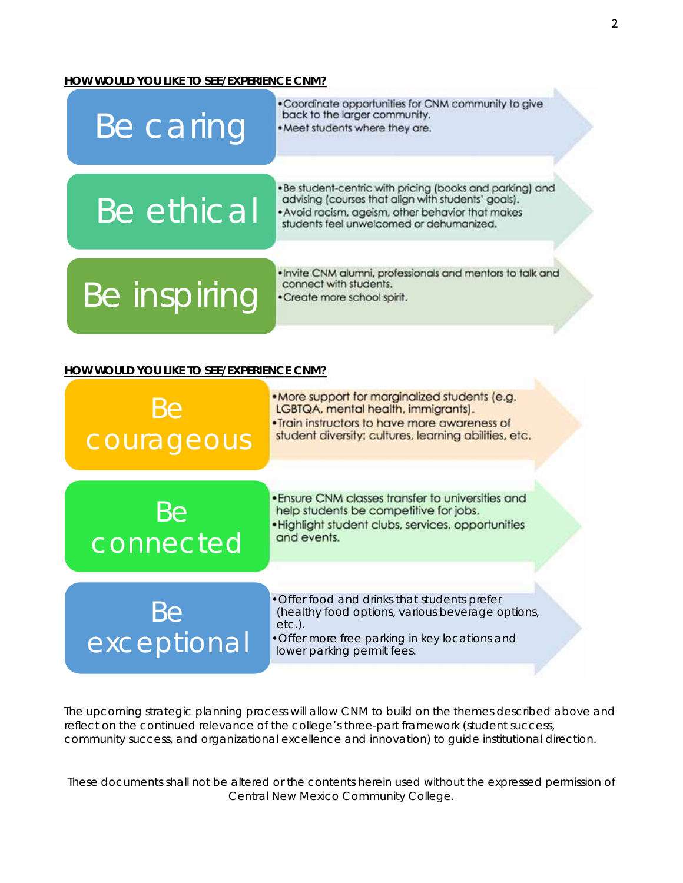**HOW WOULD YOU LIKE TO SEE/EXPERIENCE CNM?**

### Be caring

- Coordinate opportunities for CNM community to give back to the larger community.
- Meet students where they are.

### Be ethical

- Be student-centric with pricing (books and parking) and advising (courses that align with students' goals).
- Avoid racism, ageism, other behavior that makes students feel unwelcomed or dehumanized.

### Be inspiring

- Invite CNM alumni, professionals and mentors to talk and connect with students.
- Create more school spirit.

**HOW WOULD YOU LIKE TO SEE/EXPERIENCE CNM?**

### Be courageous

- More support for marginalized students (e.g. LGBTQA, mental health, immigrants).
- Train instructors to have more awareness of student diversity: cultures, learning abilities, etc.

### Be connected

- Ensure CNM classes transfer to universities and help students be competitive for jobs.
- Highlight student clubs, services, opportunities and events.

### Be exceptional

- Offer food and drinks that students prefer (healthy food options, various beverage options, etc.).
- Offer more free parking in key locations and lower parking permit fees.

The upcoming strategic planning process will allow CNM to build on the themes described above and reflect on the continued relevance of the college's three-part framework (student success, community success, and organizational excellence and innovation) to guide institutional direction.

These documents shall not be altered or the contents herein used without the expressed permission of Central New Mexico Community College.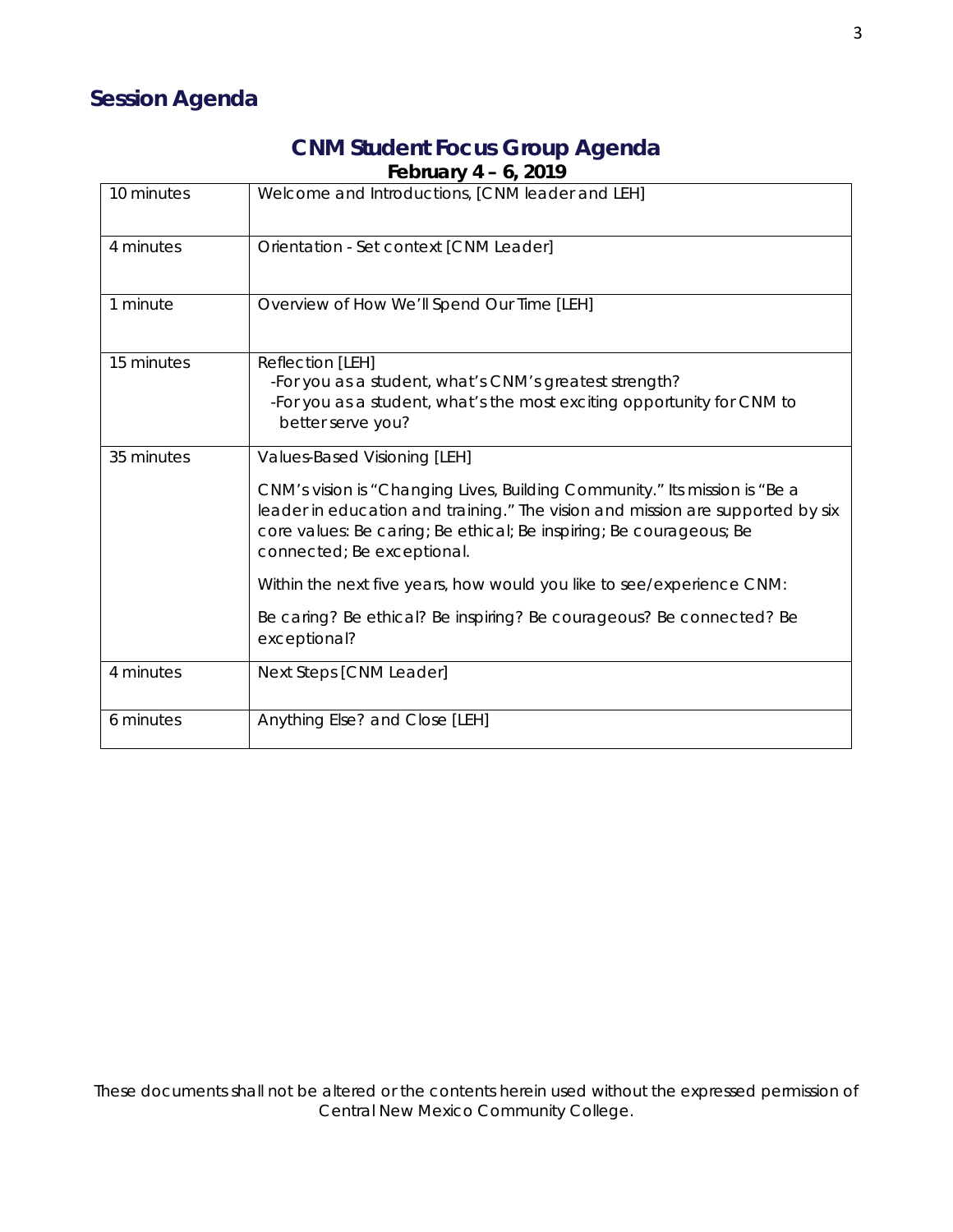## Session Agenda

### CNM Student Focus Group Agenda
**February 4 – 6, 2019**

| | |
|---|---|
| 10 minutes | Welcome and Introductions, [CNM leader and LEH] |
| 4 minutes | Orientation - Set context [CNM Leader] |
| 1 minute | Overview of How We'll Spend Our Time [LEH] |
| 15 minutes | Reflection [LEH]<br>-For you as a student, what's CNM's greatest strength?<br>-For you as a student, what's the most exciting opportunity for CNM to better serve you? |
| 35 minutes | Values-Based Visioning [LEH]<br><br>CNM's vision is "Changing Lives, Building Community." Its mission is "Be a leader in education and training." The vision and mission are supported by six core values: Be caring; Be ethical; Be inspiring; Be courageous; Be connected; Be exceptional.<br><br>Within the next five years, how would you like to see/experience CNM:<br><br>Be caring? Be ethical? Be inspiring? Be courageous? Be connected? Be exceptional? |
| 4 minutes | Next Steps [CNM Leader] |
| 6 minutes | Anything Else? and Close [LEH] |

*These documents shall not be altered or the contents herein used without the expressed permission of Central New Mexico Community College.*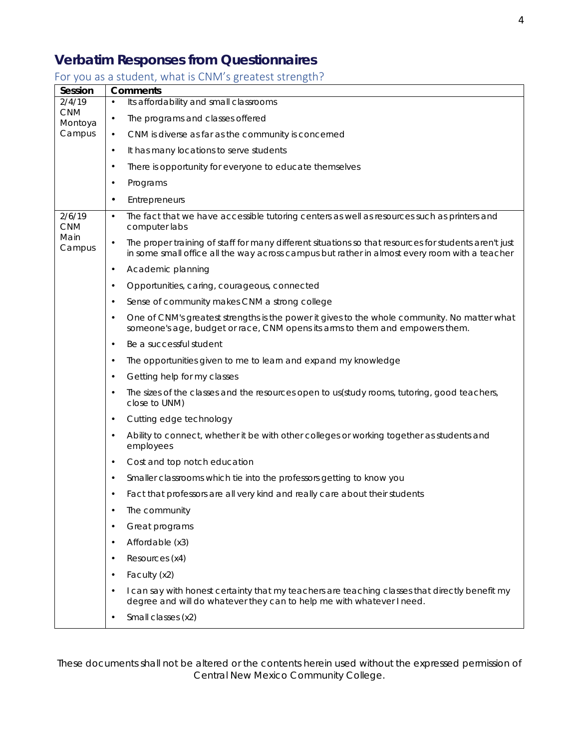# Verbatim Responses from Questionnaires

## For you as a student, what is CNM's greatest strength?

| Session | Comments |
|---|---|
| 2/4/19 CNM Montoya Campus | • Its affordability and small classrooms<br>• The programs and classes offered<br>• CNM is diverse as far as the community is concerned<br>• It has many locations to serve students<br>• There is opportunity for everyone to educate themselves<br>• Programs<br>• Entrepreneurs |
| 2/6/19 CNM Main Campus | • The fact that we have accessible tutoring centers as well as resources such as printers and computer labs<br>• The proper training of staff for many different situations so that resources for students aren't just in some small office all the way across campus but rather in almost every room with a teacher<br>• Academic planning<br>• Opportunities, caring, courageous, connected<br>• Sense of community makes CNM a strong college<br>• One of CNM's greatest strengths is the power it gives to the whole community. No matter what someone's age, budget or race, CNM opens its arms to them and empowers them.<br>• Be a successful student<br>• The opportunities given to me to learn and expand my knowledge<br>• Getting help for my classes<br>• The sizes of the classes and the resources open to us(study rooms, tutoring, good teachers, close to UNM)<br>• Cutting edge technology<br>• Ability to connect, whether it be with other colleges or working together as students and employees<br>• Cost and top notch education<br>• Smaller classrooms which tie into the professors getting to know you<br>• Fact that professors are all very kind and really care about their students<br>• The community<br>• Great programs<br>• Affordable (x3)<br>• Resources (x4)<br>• Faculty (x2)<br>• I can say with honest certainty that my teachers are teaching classes that directly benefit my degree and will do whatever they can to help me with whatever I need.<br>• Small classes (x2) |

These documents shall not be altered or the contents herein used without the expressed permission of Central New Mexico Community College.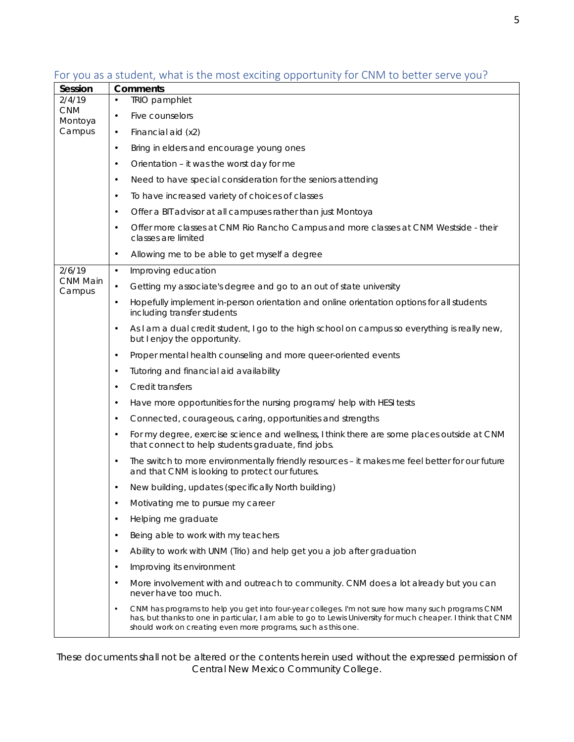## For you as a student, what is the most exciting opportunity for CNM to better serve you?

| Session | Comments |
|---|---|
| 2/4/19 CNM Montoya Campus | • TRIO pamphlet<br>• Five counselors<br>• Financial aid (x2)<br>• Bring in elders and encourage young ones<br>• Orientation – it was the worst day for me<br>• Need to have special consideration for the seniors attending<br>• To have increased variety of choices of classes<br>• Offer a BIT advisor at all campuses rather than just Montoya<br>• Offer more classes at CNM Rio Rancho Campus and more classes at CNM Westside - their classes are limited<br>• Allowing me to be able to get myself a degree |
| 2/6/19 CNM Main Campus | • Improving education<br>• Getting my associate's degree and go to an out of state university<br>• Hopefully implement in-person orientation and online orientation options for all students including transfer students<br>• As I am a dual credit student, I go to the high school on campus so everything is really new, but I enjoy the opportunity.<br>• Proper mental health counseling and more queer-oriented events<br>• Tutoring and financial aid availability<br>• Credit transfers<br>• Have more opportunities for the nursing programs/ help with HESI tests<br>• Connected, courageous, caring, opportunities and strengths<br>• For my degree, exercise science and wellness, I think there are some places outside at CNM that connect to help students graduate, find jobs.<br>• The switch to more environmentally friendly resources – it makes me feel better for our future and that CNM is looking to protect our futures.<br>• New building, updates (specifically North building)<br>• Motivating me to pursue my career<br>• Helping me graduate<br>• Being able to work with my teachers<br>• Ability to work with UNM (Trio) and help get you a job after graduation<br>• Improving its environment<br>• More involvement with and outreach to community. CNM does a lot already but you can never have too much.<br>• CNM has programs to help you get into four-year colleges. I'm not sure how many such programs CNM has, but thanks to one in particular, I am able to go to Lewis University for much cheaper. I think that CNM should work on creating even more programs, such as this one. |

These documents shall not be altered or the contents herein used without the expressed permission of Central New Mexico Community College.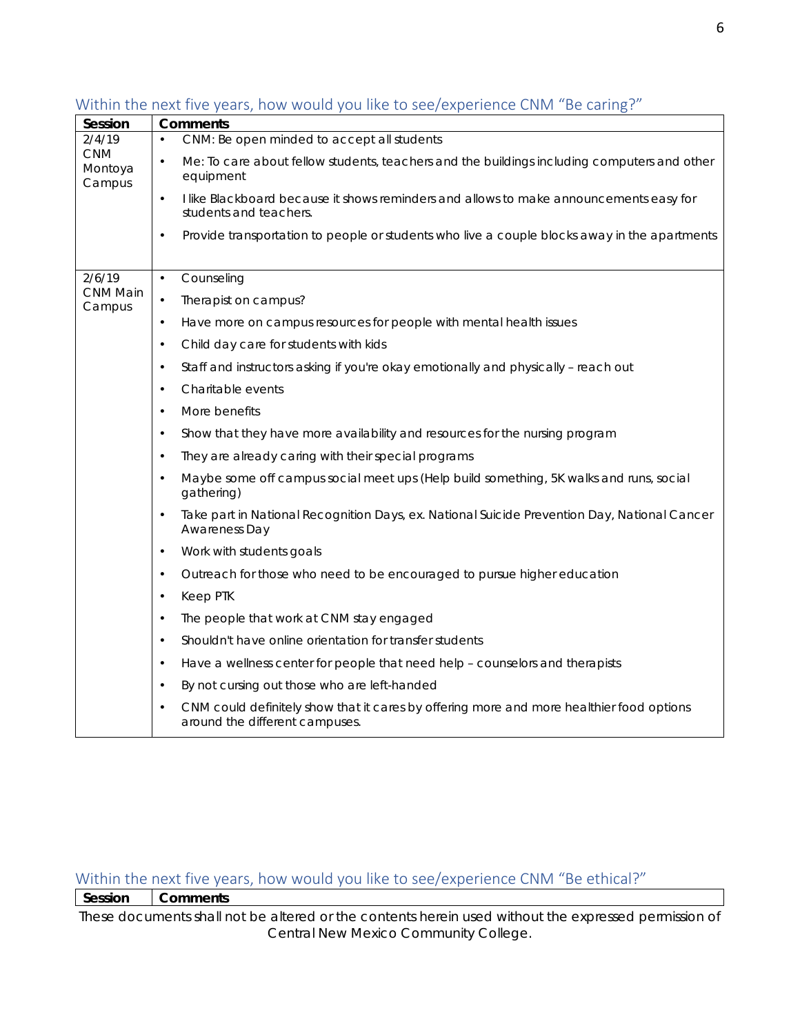## Within the next five years, how would you like to see/experience CNM "Be caring?"

| Session | Comments |
|---|---|
| 2/4/19 CNM Montoya Campus | • CNM: Be open minded to accept all students<br>• Me: To care about fellow students, teachers and the buildings including computers and other equipment<br>• I like Blackboard because it shows reminders and allows to make announcements easy for students and teachers.<br>• Provide transportation to people or students who live a couple blocks away in the apartments |
| 2/6/19 CNM Main Campus | • Counseling<br>• Therapist on campus?<br>• Have more on campus resources for people with mental health issues<br>• Child day care for students with kids<br>• Staff and instructors asking if you're okay emotionally and physically – reach out<br>• Charitable events<br>• More benefits<br>• Show that they have more availability and resources for the nursing program<br>• They are already caring with their special programs<br>• Maybe some off campus social meet ups (Help build something, 5K walks and runs, social gathering)<br>• Take part in National Recognition Days, ex. National Suicide Prevention Day, National Cancer Awareness Day<br>• Work with students goals<br>• Outreach for those who need to be encouraged to pursue higher education<br>• Keep PTK<br>• The people that work at CNM stay engaged<br>• Shouldn't have online orientation for transfer students<br>• Have a wellness center for people that need help – counselors and therapists<br>• By not cursing out those who are left-handed<br>• CNM could definitely show that it cares by offering more and more healthier food options around the different campuses. |

## Within the next five years, how would you like to see/experience CNM "Be ethical?"

| Session | Comments |
|---|---|

These documents shall not be altered or the contents herein used without the expressed permission of Central New Mexico Community College.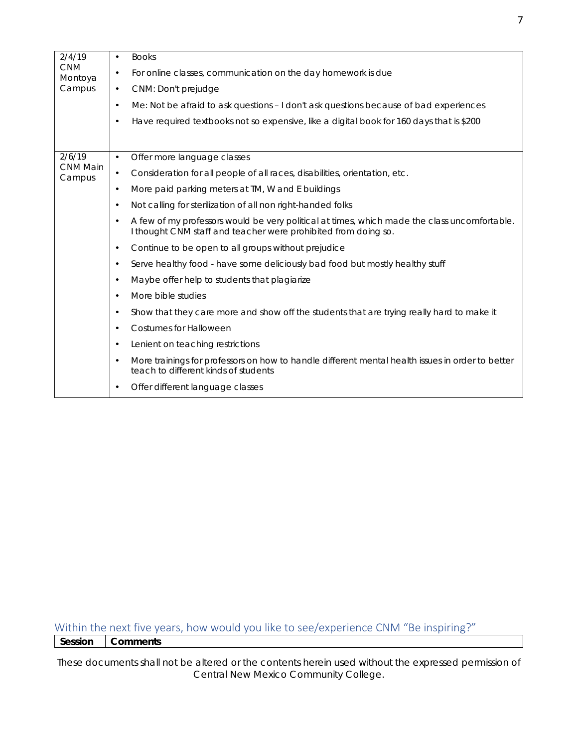| | |
|---|---|
| 2/4/19 CNM Montoya Campus | • Books<br>• For online classes, communication on the day homework is due<br>• CNM: Don't prejudge<br>• Me: Not be afraid to ask questions – I don't ask questions because of bad experiences<br>• Have required textbooks not so expensive, like a digital book for 160 days that is $200 |
| 2/6/19 CNM Main Campus | • Offer more language classes<br>• Consideration for all people of all races, disabilities, orientation, etc.<br>• More paid parking meters at TM, W and E buildings<br>• Not calling for sterilization of all non right-handed folks<br>• A few of my professors would be very political at times, which made the class uncomfortable. I thought CNM staff and teacher were prohibited from doing so.<br>• Continue to be open to all groups without prejudice<br>• Serve healthy food - have some deliciously bad food but mostly healthy stuff<br>• Maybe offer help to students that plagiarize<br>• More bible studies<br>• Show that they care more and show off the students that are trying really hard to make it<br>• Costumes for Halloween<br>• Lenient on teaching restrictions<br>• More trainings for professors on how to handle different mental health issues in order to better teach to different kinds of students<br>• Offer different language classes |

## Within the next five years, how would you like to see/experience CNM "Be inspiring?"

| Session | Comments |
|---|---|

These documents shall not be altered or the contents herein used without the expressed permission of Central New Mexico Community College.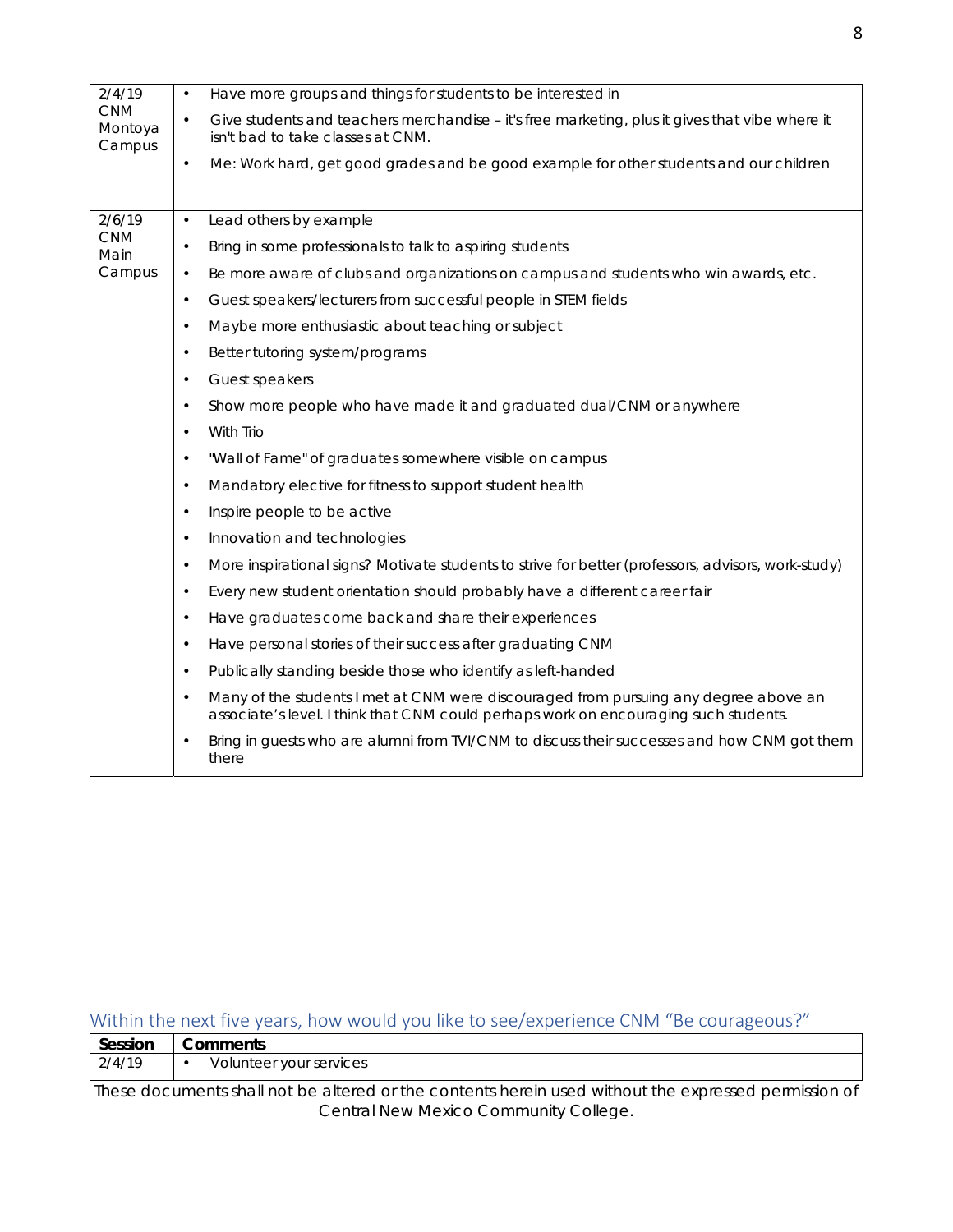| Session | Comments |
|---|---|
| 2/4/19 CNM Montoya Campus | • Have more groups and things for students to be interested in<br>• Give students and teachers merchandise – it's free marketing, plus it gives that vibe where it isn't bad to take classes at CNM.<br>• Me: Work hard, get good grades and be good example for other students and our children |
| 2/6/19 CNM Main Campus | • Lead others by example<br>• Bring in some professionals to talk to aspiring students<br>• Be more aware of clubs and organizations on campus and students who win awards, etc.<br>• Guest speakers/lecturers from successful people in STEM fields<br>• Maybe more enthusiastic about teaching or subject<br>• Better tutoring system/programs<br>• Guest speakers<br>• Show more people who have made it and graduated dual/CNM or anywhere<br>• With Trio<br>• "Wall of Fame" of graduates somewhere visible on campus<br>• Mandatory elective for fitness to support student health<br>• Inspire people to be active<br>• Innovation and technologies<br>• More inspirational signs? Motivate students to strive for better (professors, advisors, work-study)<br>• Every new student orientation should probably have a different career fair<br>• Have graduates come back and share their experiences<br>• Have personal stories of their success after graduating CNM<br>• Publically standing beside those who identify as left-handed<br>• Many of the students I met at CNM were discouraged from pursuing any degree above an associate's level. I think that CNM could perhaps work on encouraging such students.<br>• Bring in guests who are alumni from TVI/CNM to discuss their successes and how CNM got them there |

## Within the next five years, how would you like to see/experience CNM "Be courageous?"

| Session | Comments |
|---|---|
| 2/4/19 | • Volunteer your services |

These documents shall not be altered or the contents herein used without the expressed permission of Central New Mexico Community College.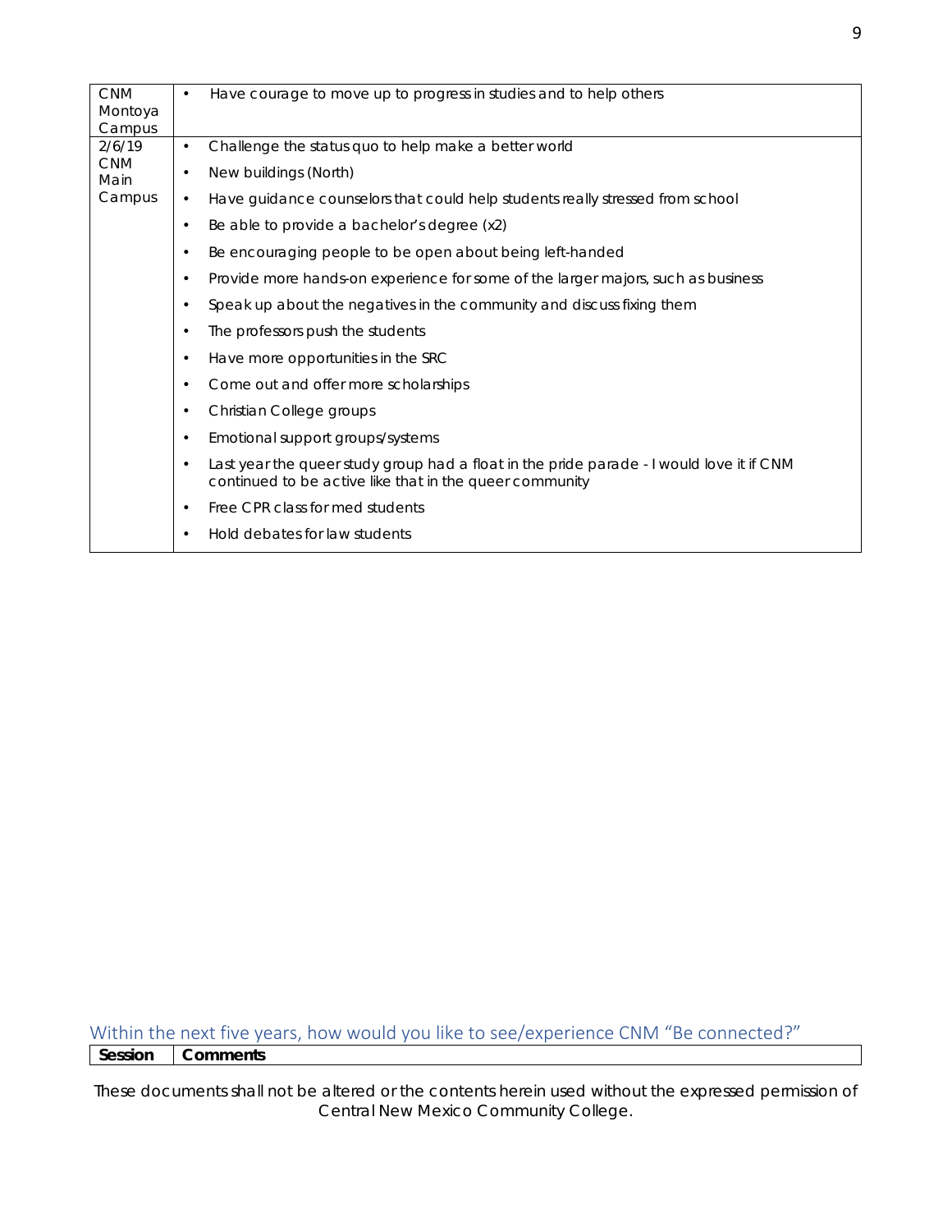| | |
|---|---|
| CNM Montoya Campus | • Have courage to move up to progress in studies and to help others |
| 2/6/19 CNM Main Campus | • Challenge the status quo to help make a better world<br>• New buildings (North)<br>• Have guidance counselors that could help students really stressed from school<br>• Be able to provide a bachelor's degree (x2)<br>• Be encouraging people to be open about being left-handed<br>• Provide more hands-on experience for some of the larger majors, such as business<br>• Speak up about the negatives in the community and discuss fixing them<br>• The professors push the students<br>• Have more opportunities in the SRC<br>• Come out and offer more scholarships<br>• Christian College groups<br>• Emotional support groups/systems<br>• Last year the queer study group had a float in the pride parade - I would love it if CNM continued to be active like that in the queer community<br>• Free CPR class for med students<br>• Hold debates for law students |

## Within the next five years, how would you like to see/experience CNM "Be connected?"

| Session | Comments |
|---|---|

These documents shall not be altered or the contents herein used without the expressed permission of Central New Mexico Community College.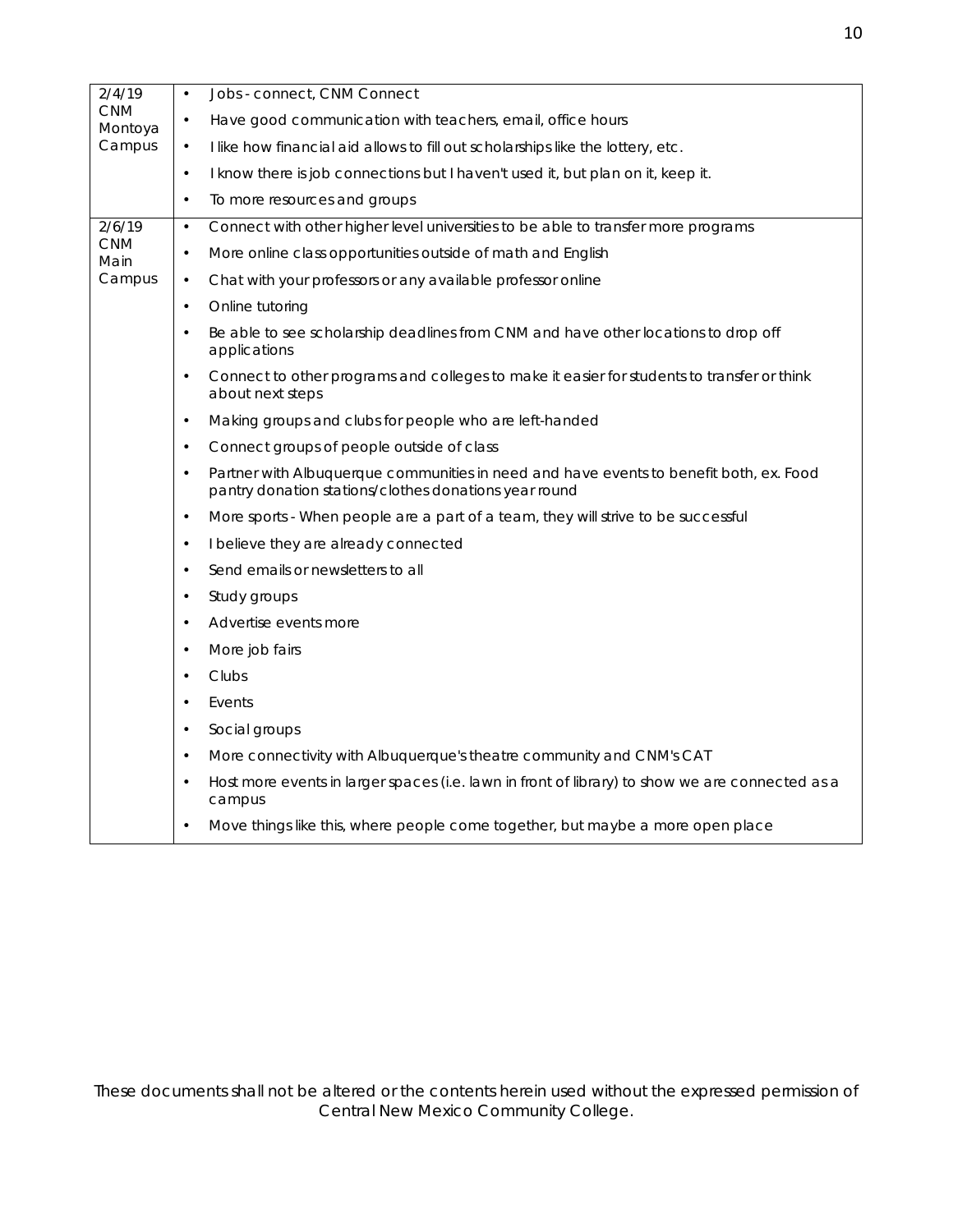| | |
|---|---|
| 2/4/19<br>CNM Montoya Campus | • Jobs - connect, CNM Connect<br>• Have good communication with teachers, email, office hours<br>• I like how financial aid allows to fill out scholarships like the lottery, etc.<br>• I know there is job connections but I haven't used it, but plan on it, keep it.<br>• To more resources and groups |
| 2/6/19<br>CNM Main Campus | • Connect with other higher level universities to be able to transfer more programs<br>• More online class opportunities outside of math and English<br>• Chat with your professors or any available professor online<br>• Online tutoring<br>• Be able to see scholarship deadlines from CNM and have other locations to drop off applications<br>• Connect to other programs and colleges to make it easier for students to transfer or think about next steps<br>• Making groups and clubs for people who are left-handed<br>• Connect groups of people outside of class<br>• Partner with Albuquerque communities in need and have events to benefit both, ex. Food pantry donation stations/clothes donations year round<br>• More sports - When people are a part of a team, they will strive to be successful<br>• I believe they are already connected<br>• Send emails or newsletters to all<br>• Study groups<br>• Advertise events more<br>• More job fairs<br>• Clubs<br>• Events<br>• Social groups<br>• More connectivity with Albuquerque's theatre community and CNM's CAT<br>• Host more events in larger spaces (i.e. lawn in front of library) to show we are connected as a campus<br>• Move things like this, where people come together, but maybe a more open place |

These documents shall not be altered or the contents herein used without the expressed permission of Central New Mexico Community College.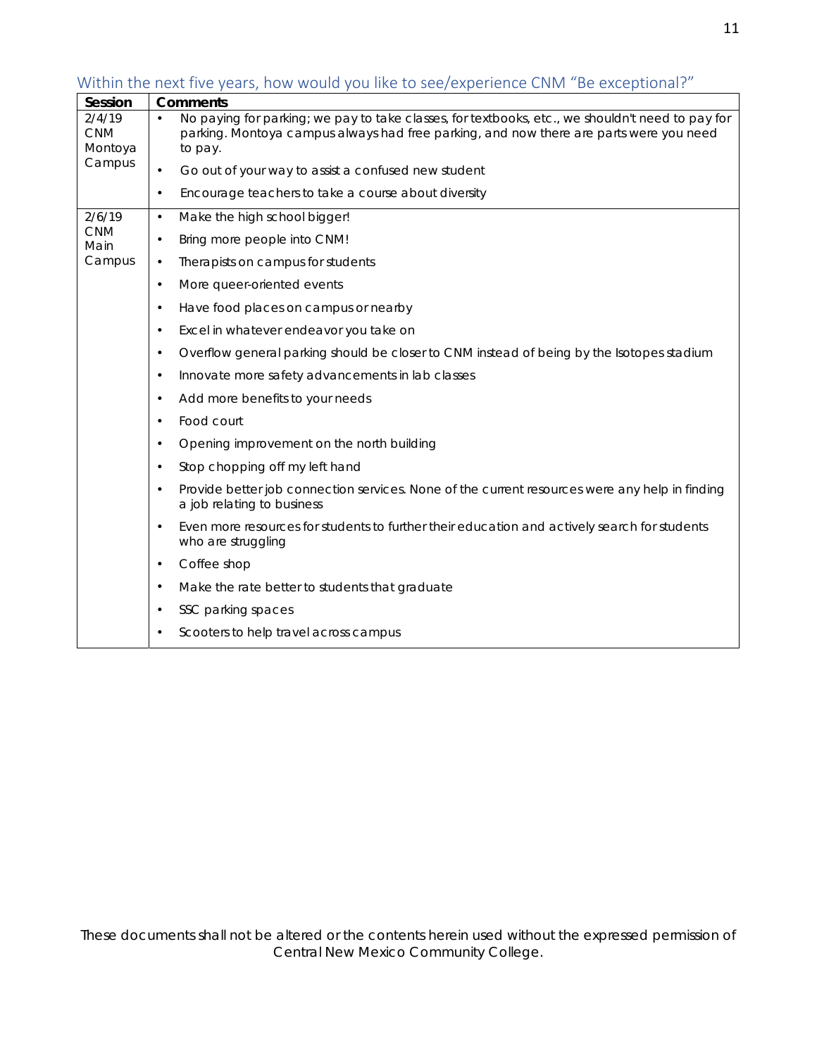## Within the next five years, how would you like to see/experience CNM "Be exceptional?"

| Session | Comments |
|---|---|
| 2/4/19 CNM Montoya Campus | • No paying for parking; we pay to take classes, for textbooks, etc., we shouldn't need to pay for parking. Montoya campus always had free parking, and now there are parts were you need to pay.<br>• Go out of your way to assist a confused new student<br>• Encourage teachers to take a course about diversity |
| 2/6/19 CNM Main Campus | • Make the high school bigger!<br>• Bring more people into CNM!<br>• Therapists on campus for students<br>• More queer-oriented events<br>• Have food places on campus or nearby<br>• Excel in whatever endeavor you take on<br>• Overflow general parking should be closer to CNM instead of being by the Isotopes stadium<br>• Innovate more safety advancements in lab classes<br>• Add more benefits to your needs<br>• Food court<br>• Opening improvement on the north building<br>• Stop chopping off my left hand<br>• Provide better job connection services. None of the current resources were any help in finding a job relating to business<br>• Even more resources for students to further their education and actively search for students who are struggling<br>• Coffee shop<br>• Make the rate better to students that graduate<br>• SSC parking spaces<br>• Scooters to help travel across campus |

These documents shall not be altered or the contents herein used without the expressed permission of Central New Mexico Community College.